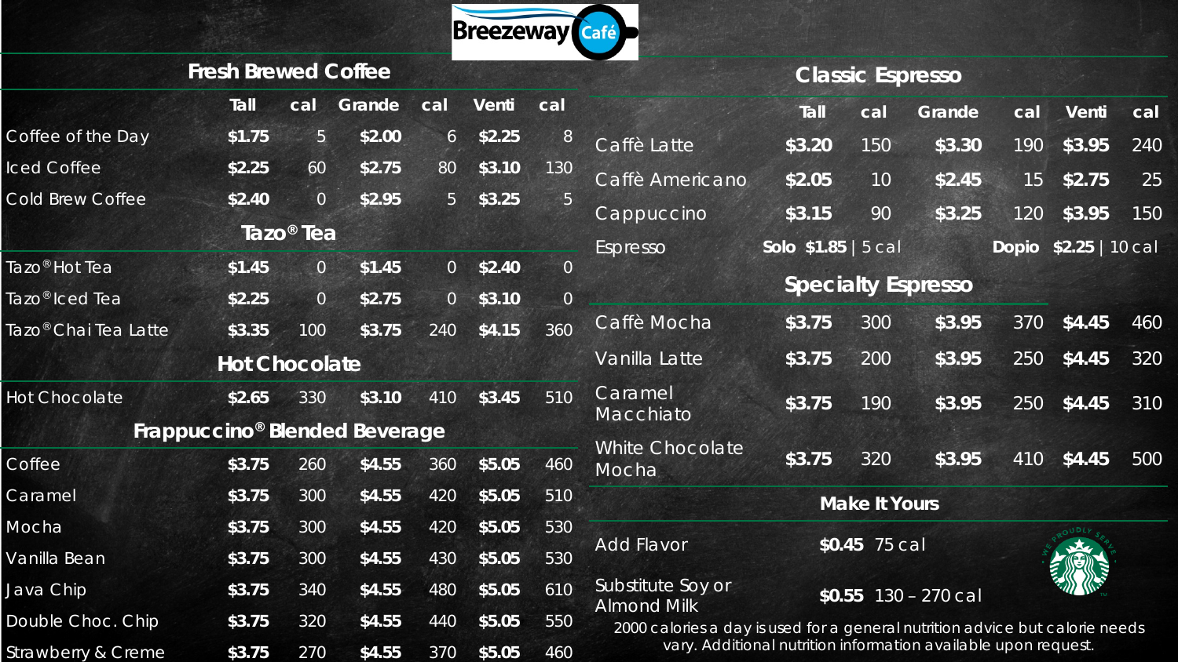# Breezeway Café

## Fresh Brewed Coffee

| | Tall | cal | Grande | cal | Venti | cal |
|---|---|---|---|---|---|---|
| Coffee of the Day | **$1.75** | 5 | **$2.00** | 6 | **$2.25** | 8 |
| Iced Coffee | **$2.25** | 60 | **$2.75** | 80 | **$3.10** | 130 |
| Cold Brew Coffee | **$2.40** | 0 | **$2.95** | 5 | **$3.25** | 5 |

## Tazo® Tea

| | Tall | cal | Grande | cal | Venti | cal |
|---|---|---|---|---|---|---|
| Tazo® Hot Tea | **$1.45** | 0 | **$1.45** | 0 | **$2.40** | 0 |
| Tazo® Iced Tea | **$2.25** | 0 | **$2.75** | 0 | **$3.10** | 0 |
| Tazo® Chai Tea Latte | **$3.35** | 100 | **$3.75** | 240 | **$4.15** | 360 |

## Hot Chocolate

| | Tall | cal | Grande | cal | Venti | cal |
|---|---|---|---|---|---|---|
| Hot Chocolate | **$2.65** | 330 | **$3.10** | 410 | **$3.45** | 510 |

## Frappuccino® Blended Beverage

| | Tall | cal | Grande | cal | Venti | cal |
|---|---|---|---|---|---|---|
| Coffee | **$3.75** | 260 | **$4.55** | 360 | **$5.05** | 460 |
| Caramel | **$3.75** | 300 | **$4.55** | 420 | **$5.05** | 510 |
| Mocha | **$3.75** | 300 | **$4.55** | 420 | **$5.05** | 530 |
| Vanilla Bean | **$3.75** | 300 | **$4.55** | 430 | **$5.05** | 530 |
| Java Chip | **$3.75** | 340 | **$4.55** | 480 | **$5.05** | 610 |
| Double Choc. Chip | **$3.75** | 320 | **$4.55** | 440 | **$5.05** | 550 |
| Strawberry & Creme | **$3.75** | 270 | **$4.55** | 370 | **$5.05** | 460 |

## Classic Espresso

| | Tall | cal | Grande | cal | Venti | cal |
|---|---|---|---|---|---|---|
| Caffè Latte | **$3.20** | 150 | **$3.30** | 190 | **$3.95** | 240 |
| Caffè Americano | **$2.05** | 10 | **$2.45** | 15 | **$2.75** | 25 |
| Cappuccino | **$3.15** | 90 | **$3.25** | 120 | **$3.95** | 150 |
| Espresso | **Solo $1.85** \| 5 cal | | | | **Dopio $2.25** \| 10 cal | |

## Specialty Espresso

| | Tall | cal | Grande | cal | Venti | cal |
|---|---|---|---|---|---|---|
| Caffè Mocha | **$3.75** | 300 | **$3.95** | 370 | **$4.45** | 460 |
| Vanilla Latte | **$3.75** | 200 | **$3.95** | 250 | **$4.45** | 320 |
| Caramel Macchiato | **$3.75** | 190 | **$3.95** | 250 | **$4.45** | 310 |
| White Chocolate Mocha | **$3.75** | 320 | **$3.95** | 410 | **$4.45** | 500 |

## Make It Yours

| | Price | cal |
|---|---|---|
| Add Flavor | **$0.45** | 75 cal |
| Substitute Soy or Almond Milk | **$0.55** | 130 – 270 cal |

We Proudly Serve Starbucks

2000 calories a day is used for a general nutrition advice but calorie needs vary. Additional nutrition information available upon request.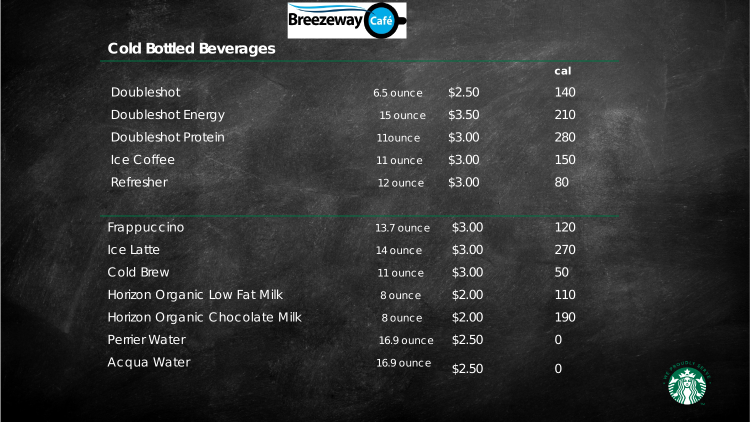## Cold Bottled Beverages

| | | | cal |
|---|---|---|---|
| Doubleshot | 6.5 ounce | $2.50 | 140 |
| Doubleshot Energy | 15 ounce | $3.50 | 210 |
| Doubleshot Protein | 11ounce | $3.00 | 280 |
| Ice Coffee | 11 ounce | $3.00 | 150 |
| Refresher | 12 ounce | $3.00 | 80 |
| Frappuccino | 13.7 ounce | $3.00 | 120 |
| Ice Latte | 14 ounce | $3.00 | 270 |
| Cold Brew | 11 ounce | $3.00 | 50 |
| Horizon Organic Low Fat Milk | 8 ounce | $2.00 | 110 |
| Horizon Organic Chocolate Milk | 8 ounce | $2.00 | 190 |
| Perrier Water | 16.9 ounce | $2.50 | 0 |
| Acqua Water | 16.9 ounce | $2.50 | 0 |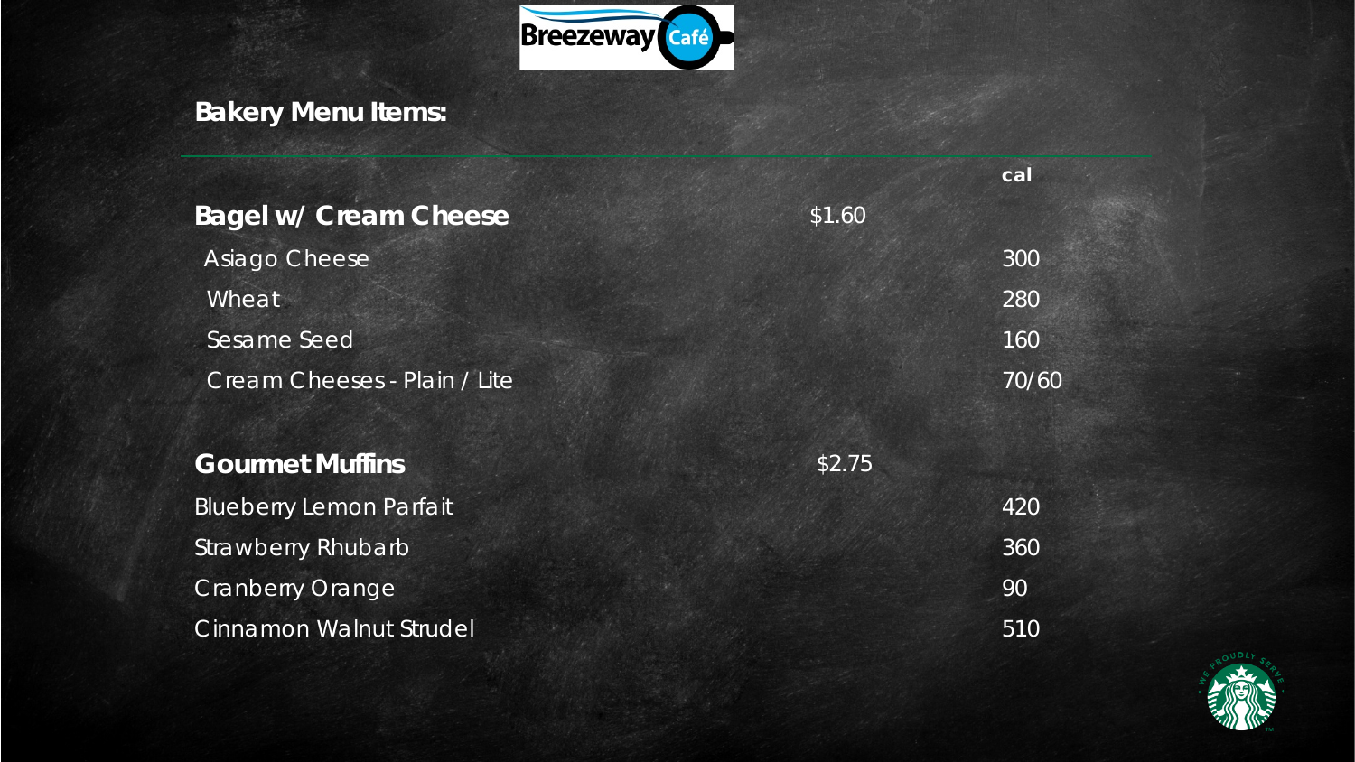Breezeway Café

## Bakery Menu Items:

| | | cal |
|---|---|---|
| **Bagel w/ Cream Cheese** | $1.60 | |
| Asiago Cheese | | 300 |
| Wheat | | 280 |
| Sesame Seed | | 160 |
| Cream Cheeses - Plain / Lite | | 70/60 |
| | | |
| **Gourmet Muffins** | $2.75 | |
| Blueberry Lemon Parfait | | 420 |
| Strawberry Rhubarb | | 360 |
| Cranberry Orange | | 90 |
| Cinnamon Walnut Strudel | | 510 |

WE PROUDLY SERVE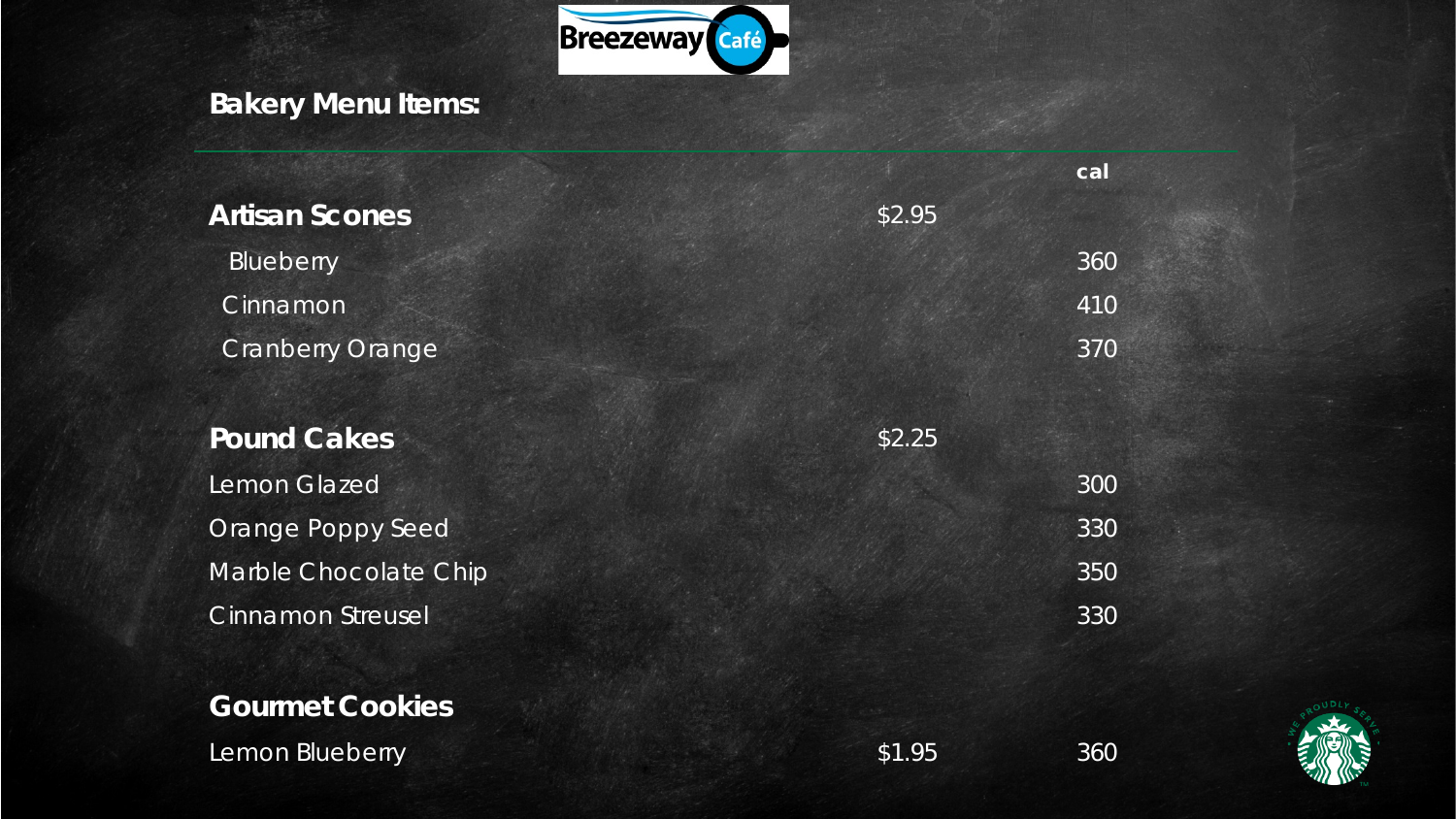Breezeway Café

## Bakery Menu Items:

| | | cal |
|---|---|---|
| **Artisan Scones** | $2.95 | |
| Blueberry | | 360 |
| Cinnamon | | 410 |
| Cranberry Orange | | 370 |
| | | |
| **Pound Cakes** | $2.25 | |
| Lemon Glazed | | 300 |
| Orange Poppy Seed | | 330 |
| Marble Chocolate Chip | | 350 |
| Cinnamon Streusel | | 330 |
| | | |
| **Gourmet Cookies** | | |
| Lemon Blueberry | $1.95 | 360 |

WE PROUDLY SERVE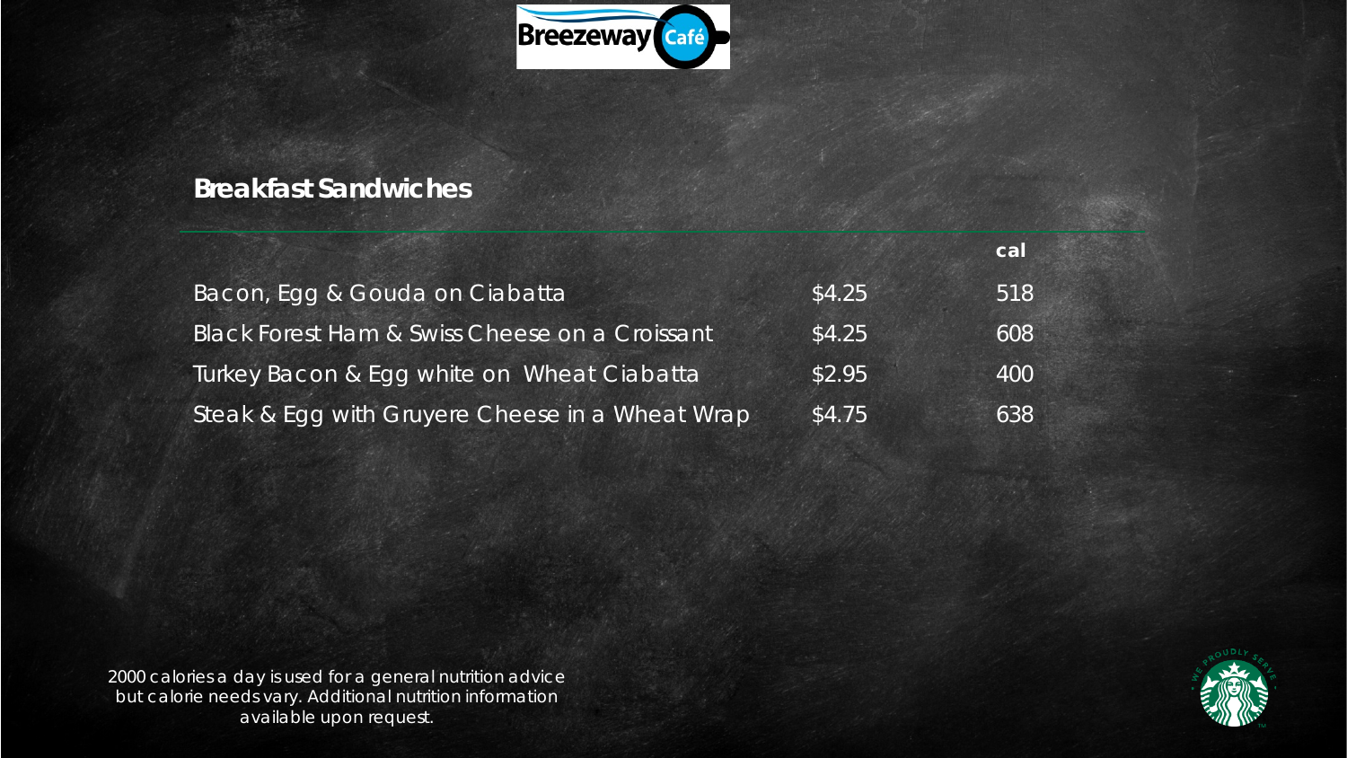## Breakfast Sandwiches

| | | cal |
|---|---|---|
| Bacon, Egg & Gouda on Ciabatta | $4.25 | 518 |
| Black Forest Ham & Swiss Cheese on a Croissant | $4.25 | 608 |
| Turkey Bacon & Egg white on Wheat Ciabatta | $2.95 | 400 |
| Steak & Egg with Gruyere Cheese in a Wheat Wrap | $4.75 | 638 |

2000 calories a day is used for a general nutrition advice but calorie needs vary. Additional nutrition information available upon request.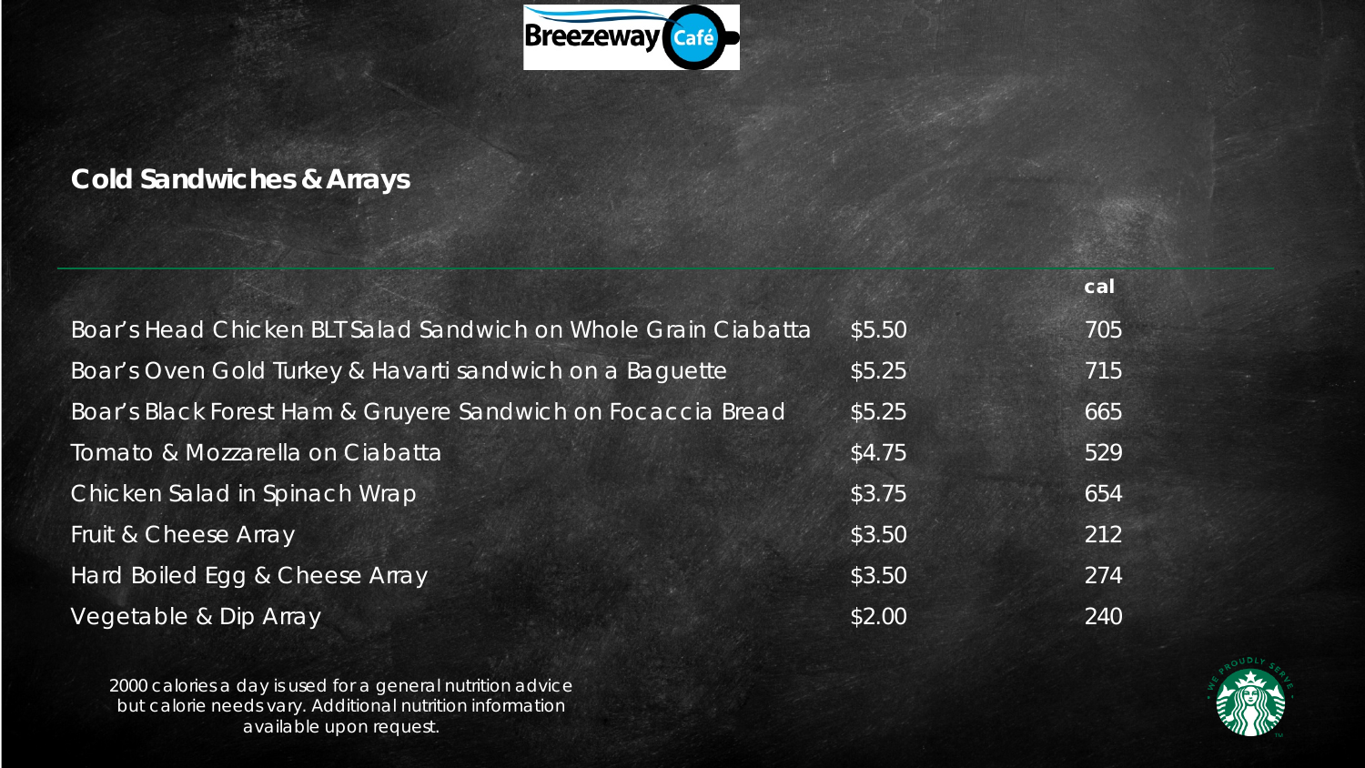## Cold Sandwiches & Arrays

| | | cal |
|---|---|---|
| Boar's Head Chicken BLT Salad Sandwich on Whole Grain Ciabatta | $5.50 | 705 |
| Boar's Oven Gold Turkey & Havarti sandwich on a Baguette | $5.25 | 715 |
| Boar's Black Forest Ham & Gruyere Sandwich on Focaccia Bread | $5.25 | 665 |
| Tomato & Mozzarella on Ciabatta | $4.75 | 529 |
| Chicken Salad in Spinach Wrap | $3.75 | 654 |
| Fruit & Cheese Array | $3.50 | 212 |
| Hard Boiled Egg & Cheese Array | $3.50 | 274 |
| Vegetable & Dip Array | $2.00 | 240 |

2000 calories a day is used for a general nutrition advice but calorie needs vary. Additional nutrition information available upon request.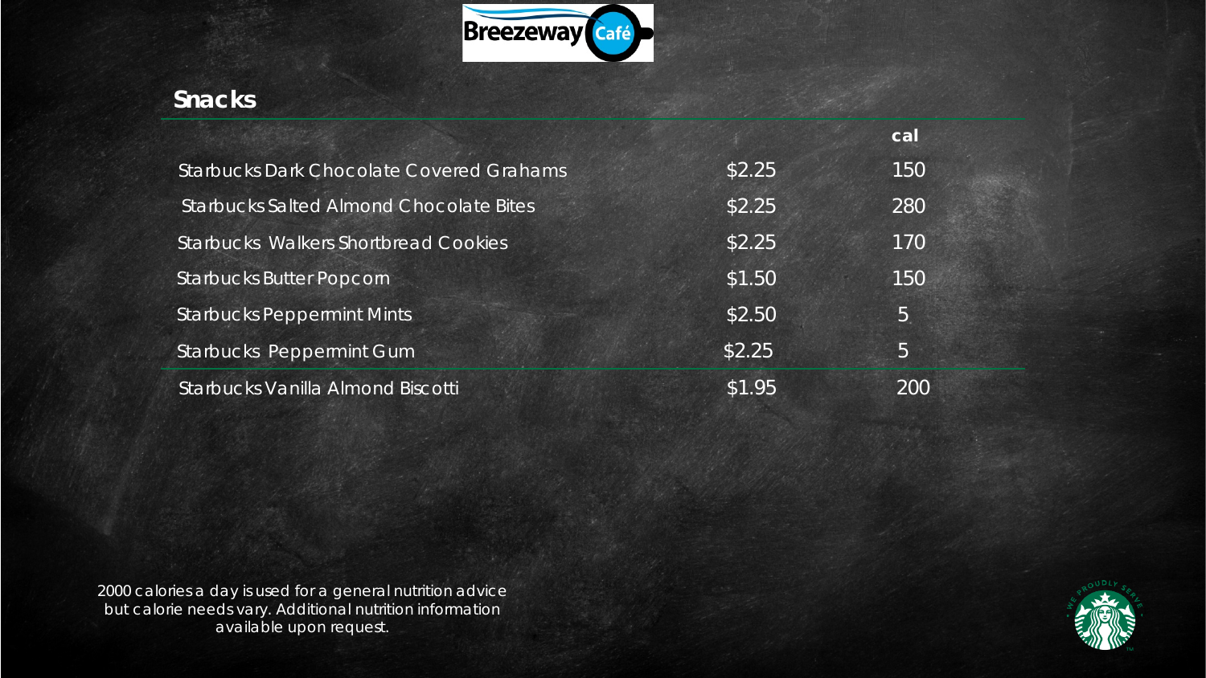## Snacks

| | | cal |
|---|---|---|
| Starbucks Dark Chocolate Covered Grahams | $2.25 | 150 |
| Starbucks Salted Almond Chocolate Bites | $2.25 | 280 |
| Starbucks Walkers Shortbread Cookies | $2.25 | 170 |
| Starbucks Butter Popcorn | $1.50 | 150 |
| Starbucks Peppermint Mints | $2.50 | 5 |
| Starbucks Peppermint Gum | $2.25 | 5 |
| Starbucks Vanilla Almond Biscotti | $1.95 | 200 |

2000 calories a day is used for a general nutrition advice but calorie needs vary. Additional nutrition information available upon request.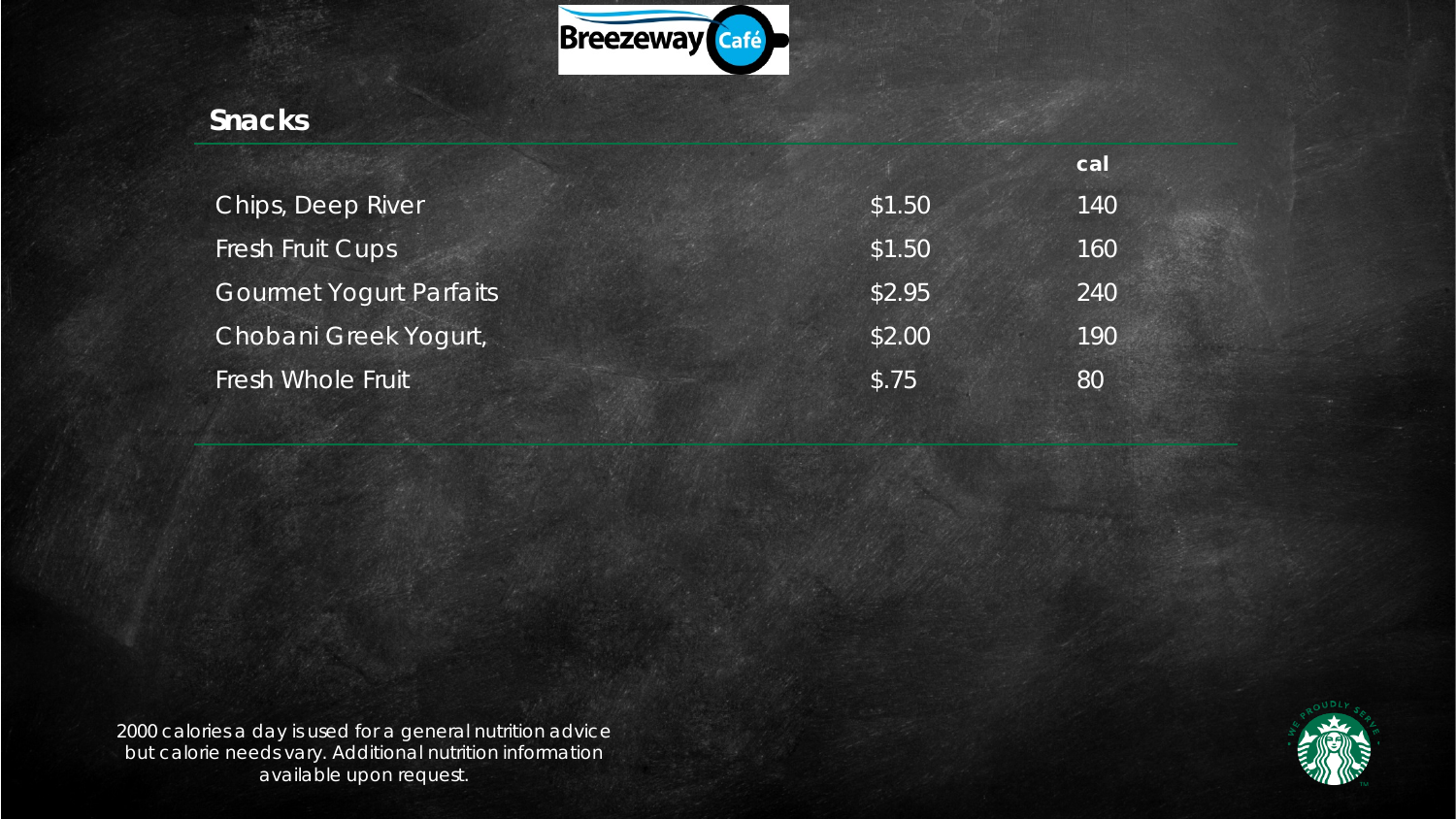Breezeway Café

## Snacks

| | | cal |
|---|---|---|
| Chips, Deep River | $1.50 | 140 |
| Fresh Fruit Cups | $1.50 | 160 |
| Gourmet Yogurt Parfaits | $2.95 | 240 |
| Chobani Greek Yogurt, | $2.00 | 190 |
| Fresh Whole Fruit | $.75 | 80 |

2000 calories a day is used for a general nutrition advice but calorie needs vary. Additional nutrition information available upon request.

WE PROUDLY SERVE